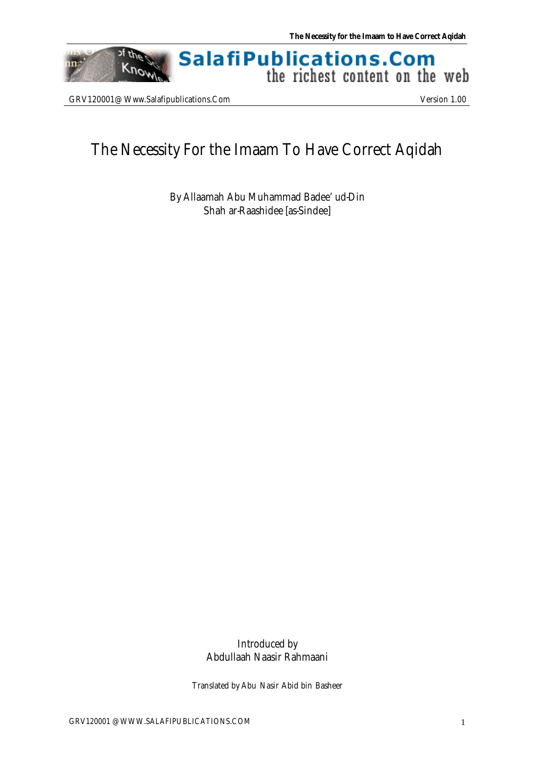# The Necessity For the Imaam To Have Correct Aqidah

By Allaamah Abu Muhammad Badee' ud-Din
Shah ar-Raashidee [as-Sindee]

Introduced by
Abdullaah Naasir Rahmaani

Translated by Abu Nasir Abid bin Basheer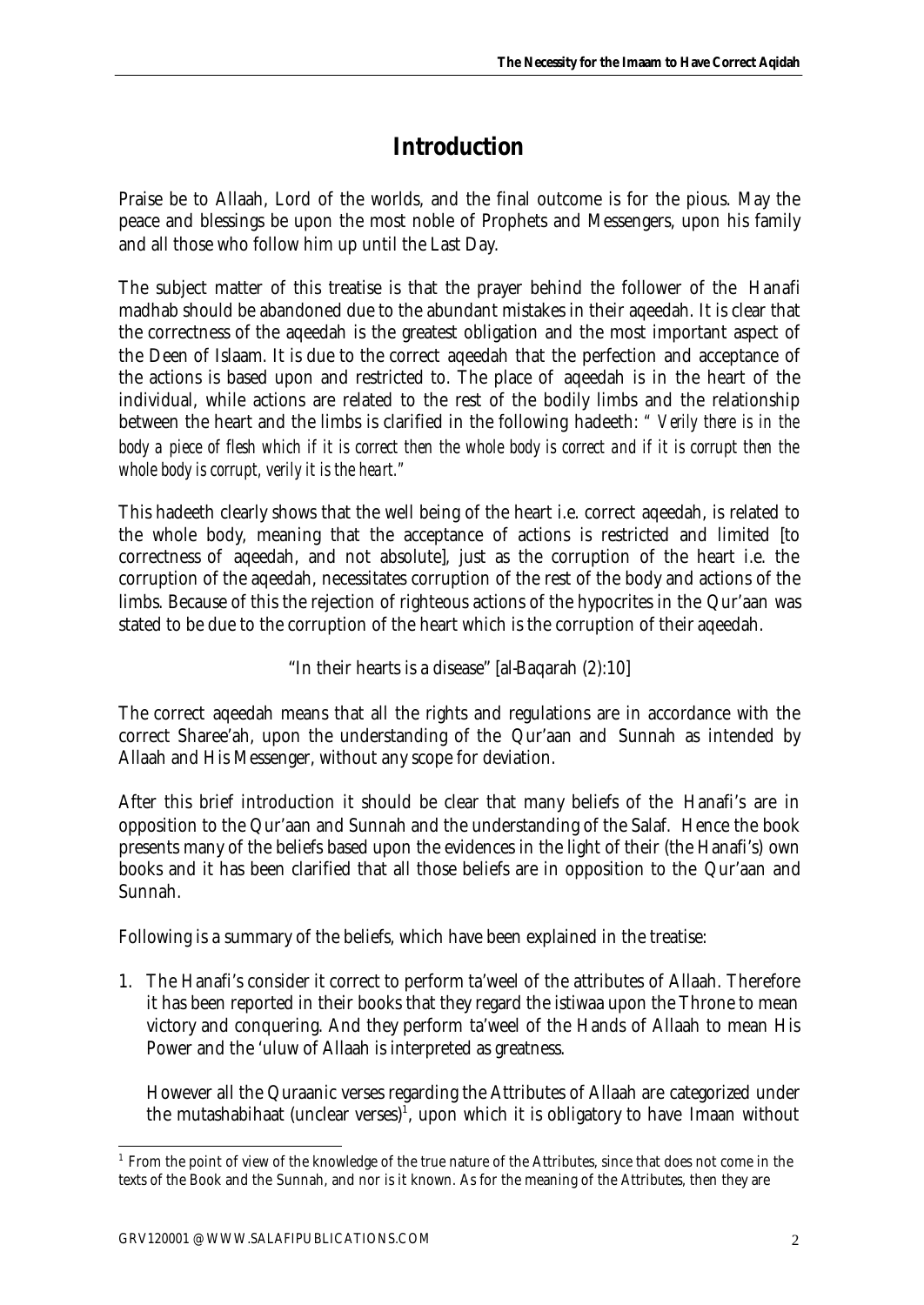# Introduction

Praise be to Allaah, Lord of the worlds, and the final outcome is for the pious. May the peace and blessings be upon the most noble of Prophets and Messengers, upon his family and all those who follow him up until the Last Day.

The subject matter of this treatise is that the prayer behind the follower of the Hanafi madhab should be abandoned due to the abundant mistakes in their aqeedah. It is clear that the correctness of the aqeedah is the greatest obligation and the most important aspect of the Deen of Islaam. It is due to the correct aqeedah that the perfection and acceptance of the actions is based upon and restricted to. The place of aqeedah is in the heart of the individual, while actions are related to the rest of the bodily limbs and the relationship between the heart and the limbs is clarified in the following hadeeth: *" Verily there is in the body a piece of flesh which if it is correct then the whole body is correct and if it is corrupt then the whole body is corrupt, verily it is the heart."*

This hadeeth clearly shows that the well being of the heart i.e. correct aqeedah, is related to the whole body, meaning that the acceptance of actions is restricted and limited [to correctness of aqeedah, and not absolute], just as the corruption of the heart i.e. the corruption of the aqeedah, necessitates corruption of the rest of the body and actions of the limbs. Because of this the rejection of righteous actions of the hypocrites in the Qur'aan was stated to be due to the corruption of the heart which is the corruption of their aqeedah.

"In their hearts is a disease" [al-Baqarah (2):10]

The correct aqeedah means that all the rights and regulations are in accordance with the correct Sharee'ah, upon the understanding of the Qur'aan and Sunnah as intended by Allaah and His Messenger, without any scope for deviation.

After this brief introduction it should be clear that many beliefs of the Hanafi's are in opposition to the Qur'aan and Sunnah and the understanding of the Salaf. Hence the book presents many of the beliefs based upon the evidences in the light of their (the Hanafi's) own books and it has been clarified that all those beliefs are in opposition to the Qur'aan and Sunnah.

Following is a summary of the beliefs, which have been explained in the treatise:

1. The Hanafi's consider it correct to perform ta'weel of the attributes of Allaah. Therefore it has been reported in their books that they regard the istiwaa upon the Throne to mean victory and conquering. And they perform ta'weel of the Hands of Allaah to mean His Power and the 'uluw of Allaah is interpreted as greatness.

   However all the Quraanic verses regarding the Attributes of Allaah are categorized under the mutashabihaat (unclear verses)[1], upon which it is obligatory to have Imaan without

[1] From the point of view of the knowledge of the true nature of the Attributes, since that does not come in the texts of the Book and the Sunnah, and nor is it known. As for the meaning of the Attributes, then they are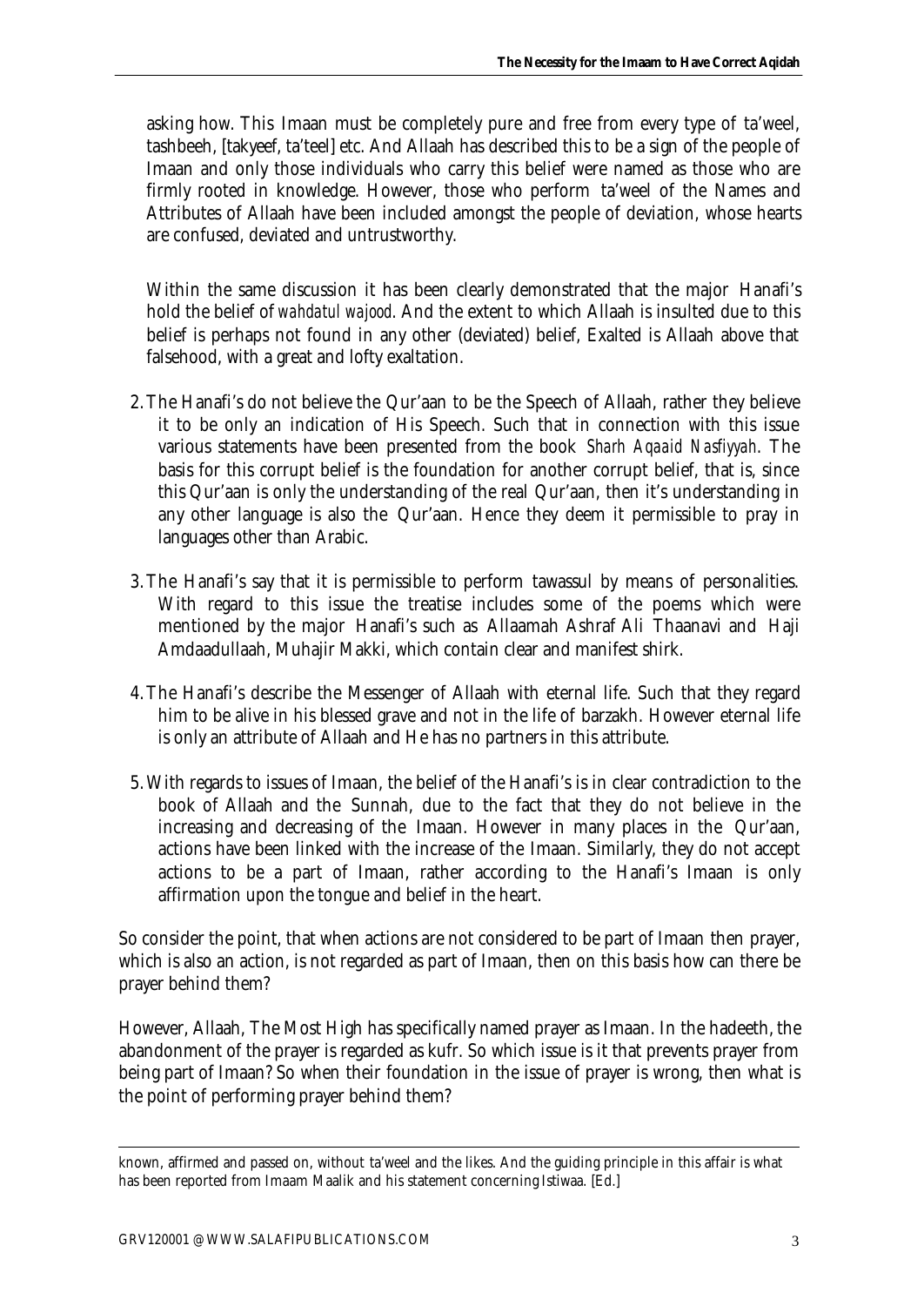asking how. This Imaan must be completely pure and free from every type of ta'weel, tashbeeh, [takyeef, ta'teel] etc. And Allaah has described this to be a sign of the people of Imaan and only those individuals who carry this belief were named as those who are firmly rooted in knowledge. However, those who perform ta'weel of the Names and Attributes of Allaah have been included amongst the people of deviation, whose hearts are confused, deviated and untrustworthy.

Within the same discussion it has been clearly demonstrated that the major Hanafi's hold the belief of *wahdatul wajood*. And the extent to which Allaah is insulted due to this belief is perhaps not found in any other (deviated) belief, Exalted is Allaah above that falsehood, with a great and lofty exaltation.

2. The Hanafi's do not believe the Qur'aan to be the Speech of Allaah, rather they believe it to be only an indication of His Speech. Such that in connection with this issue various statements have been presented from the book *Sharh Aqaaid Nasfiyyah*. The basis for this corrupt belief is the foundation for another corrupt belief, that is, since this Qur'aan is only the understanding of the real Qur'aan, then it's understanding in any other language is also the Qur'aan. Hence they deem it permissible to pray in languages other than Arabic.

3. The Hanafi's say that it is permissible to perform tawassul by means of personalities. With regard to this issue the treatise includes some of the poems which were mentioned by the major Hanafi's such as Allaamah Ashraf Ali Thaanavi and Haji Amdaadullaah, Muhajir Makki, which contain clear and manifest shirk.

4. The Hanafi's describe the Messenger of Allaah with eternal life. Such that they regard him to be alive in his blessed grave and not in the life of barzakh. However eternal life is only an attribute of Allaah and He has no partners in this attribute.

5. With regards to issues of Imaan, the belief of the Hanafi's is in clear contradiction to the book of Allaah and the Sunnah, due to the fact that they do not believe in the increasing and decreasing of the Imaan. However in many places in the Qur'aan, actions have been linked with the increase of the Imaan. Similarly, they do not accept actions to be a part of Imaan, rather according to the Hanafi's Imaan is only affirmation upon the tongue and belief in the heart.

So consider the point, that when actions are not considered to be part of Imaan then prayer, which is also an action, is not regarded as part of Imaan, then on this basis how can there be prayer behind them?

However, Allaah, The Most High has specifically named prayer as Imaan. In the hadeeth, the abandonment of the prayer is regarded as kufr. So which issue is it that prevents prayer from being part of Imaan? So when their foundation in the issue of prayer is wrong, then what is the point of performing prayer behind them?

---

known, affirmed and passed on, without ta'weel and the likes. And the guiding principle in this affair is what has been reported from Imaam Maalik and his statement concerning Istiwaa. [Ed.]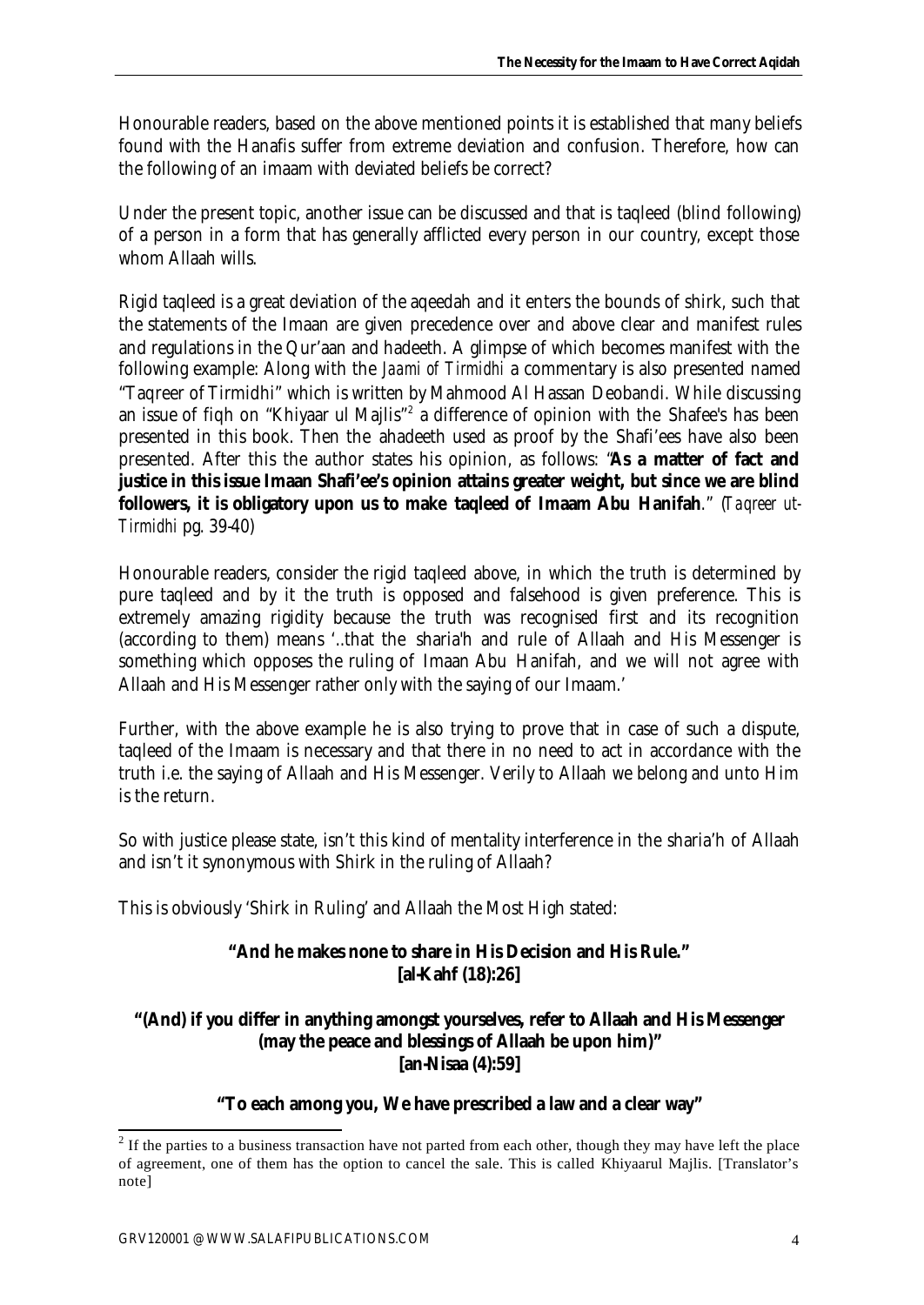Honourable readers, based on the above mentioned points it is established that many beliefs found with the Hanafis suffer from extreme deviation and confusion. Therefore, how can the following of an imaam with deviated beliefs be correct?

Under the present topic, another issue can be discussed and that is taqleed (blind following) of a person in a form that has generally afflicted every person in our country, except those whom Allaah wills.

Rigid taqleed is a great deviation of the aqeedah and it enters the bounds of shirk, such that the statements of the Imaan are given precedence over and above clear and manifest rules and regulations in the Qur'aan and hadeeth. A glimpse of which becomes manifest with the following example: Along with the *Jaami of Tirmidhi* a commentary is also presented named "Taqreer of Tirmidhi" which is written by Mahmood Al Hassan Deobandi. While discussing an issue of fiqh on "Khiyaar ul Majlis"[2] a difference of opinion with the Shafee's has been presented in this book. Then the ahadeeth used as proof by the Shafi'ees have also been presented. After this the author states his opinion, as follows: "**As a matter of fact and justice in this issue Imaan Shafi'ee's opinion attains greater weight, but since we are blind followers, it is obligatory upon us to make taqleed of Imaam Abu Hanifah**." (*Taqreer ut-Tirmidhi* pg. 39-40)

Honourable readers, consider the rigid taqleed above, in which the truth is determined by pure taqleed and by it the truth is opposed and falsehood is given preference. This is extremely amazing rigidity because the truth was recognised first and its recognition (according to them) means '..that the sharia'h and rule of Allaah and His Messenger is something which opposes the ruling of Imaan Abu Hanifah, and we will not agree with Allaah and His Messenger rather only with the saying of our Imaam.'

Further, with the above example he is also trying to prove that in case of such a dispute, taqleed of the Imaam is necessary and that there in no need to act in accordance with the truth i.e. the saying of Allaah and His Messenger. Verily to Allaah we belong and unto Him is the return.

So with justice please state, isn't this kind of mentality interference in the sharia'h of Allaah and isn't it synonymous with Shirk in the ruling of Allaah?

This is obviously 'Shirk in Ruling' and Allaah the Most High stated:

**"And he makes none to share in His Decision and His Rule."**
**[al-Kahf (18):26]**

**"(And) if you differ in anything amongst yourselves, refer to Allaah and His Messenger (may the peace and blessings of Allaah be upon him)"**
**[an-Nisaa (4):59]**

**"To each among you, We have prescribed a law and a clear way"**

---

[2] If the parties to a business transaction have not parted from each other, though they may have left the place of agreement, one of them has the option to cancel the sale. This is called Khiyaarul Majlis. [Translator's note]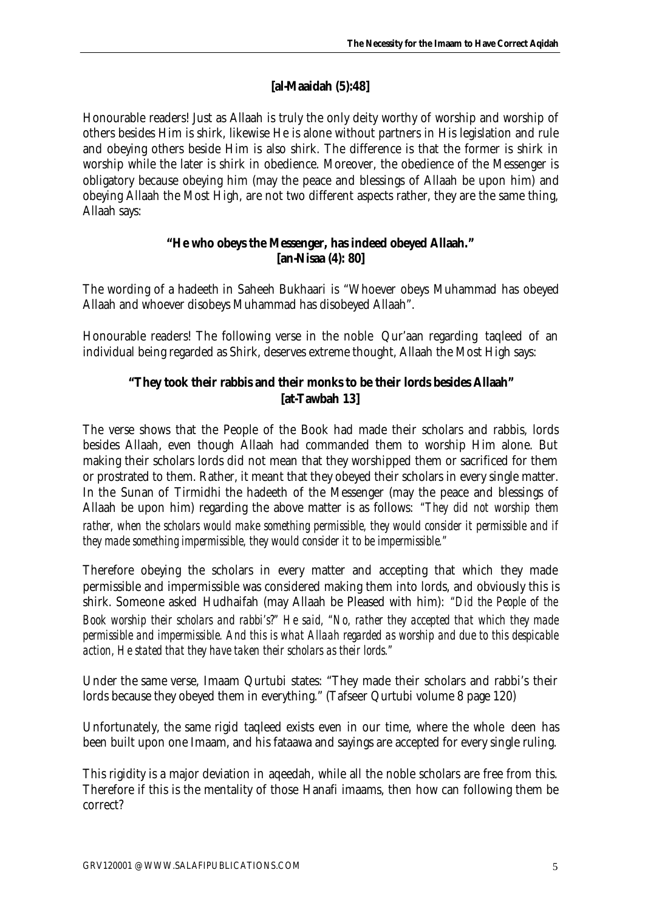**[al-Maaidah (5):48]**

Honourable readers! Just as Allaah is truly the only deity worthy of worship and worship of others besides Him is shirk, likewise He is alone without partners in His legislation and rule and obeying others beside Him is also shirk. The difference is that the former is shirk in worship while the later is shirk in obedience. Moreover, the obedience of the Messenger is obligatory because obeying him (may the peace and blessings of Allaah be upon him) and obeying Allaah the Most High, are not two different aspects rather, they are the same thing, Allaah says:

**"He who obeys the Messenger, has indeed obeyed Allaah."**
**[an-Nisaa (4): 80]**

The wording of a hadeeth in Saheeh Bukhaari is "Whoever obeys Muhammad has obeyed Allaah and whoever disobeys Muhammad has disobeyed Allaah".

Honourable readers! The following verse in the noble Qur'aan regarding taqleed of an individual being regarded as Shirk, deserves extreme thought, Allaah the Most High says:

**"They took their rabbis and their monks to be their lords besides Allaah"**
**[at-Tawbah 13]**

The verse shows that the People of the Book had made their scholars and rabbis, lords besides Allaah, even though Allaah had commanded them to worship Him alone. But making their scholars lords did not mean that they worshipped them or sacrificed for them or prostrated to them. Rather, it meant that they obeyed their scholars in every single matter. In the Sunan of Tirmidhi the hadeeth of the Messenger (may the peace and blessings of Allaah be upon him) regarding the above matter is as follows: *"They did not worship them rather, when the scholars would make something permissible, they would consider it permissible and if they made something impermissible, they would consider it to be impermissible."*

Therefore obeying the scholars in every matter and accepting that which they made permissible and impermissible was considered making them into lords, and obviously this is shirk. Someone asked Hudhaifah (may Allaah be Pleased with him): *"Did the People of the Book worship their scholars and rabbi's?" He said, "No, rather they accepted that which they made permissible and impermissible. And this is what Allaah regarded as worship and due to this despicable action, He stated that they have taken their scholars as their lords."*

Under the same verse, Imaam Qurtubi states: "They made their scholars and rabbi's their lords because they obeyed them in everything." (Tafseer Qurtubi volume 8 page 120)

Unfortunately, the same rigid taqleed exists even in our time, where the whole deen has been built upon one Imaam, and his fataawa and sayings are accepted for every single ruling.

This rigidity is a major deviation in aqeedah, while all the noble scholars are free from this. Therefore if this is the mentality of those Hanafi imaams, then how can following them be correct?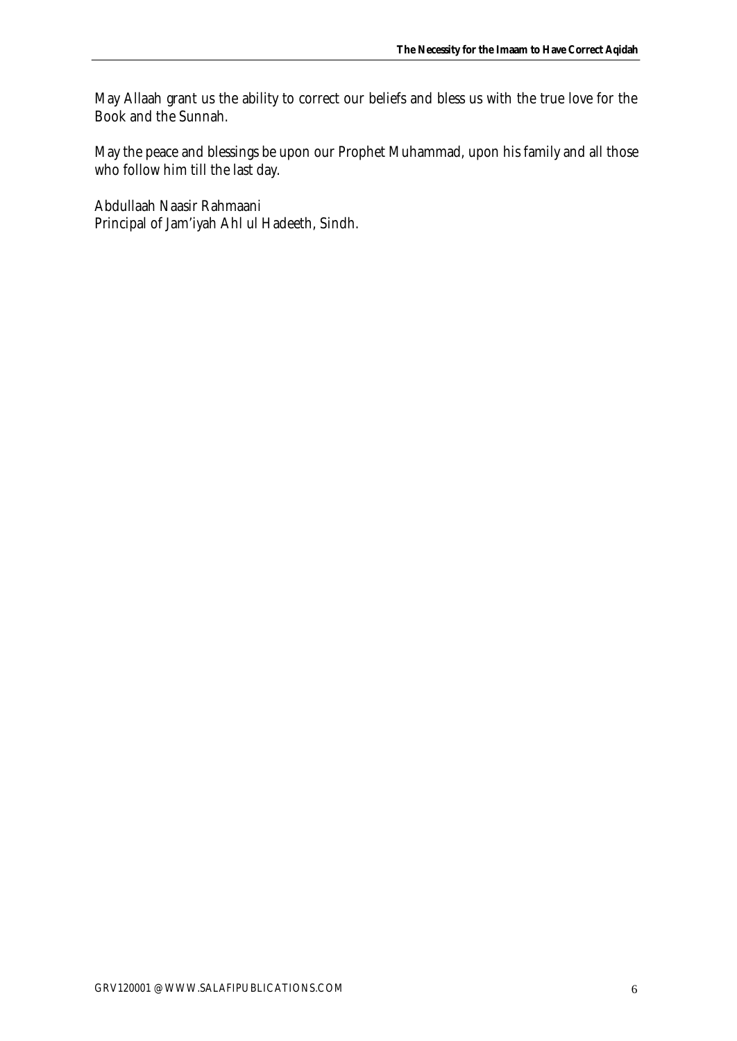May Allaah grant us the ability to correct our beliefs and bless us with the true love for the Book and the Sunnah.

May the peace and blessings be upon our Prophet Muhammad, upon his family and all those who follow him till the last day.

Abdullaah Naasir Rahmaani
Principal of Jam'iyah Ahl ul Hadeeth, Sindh.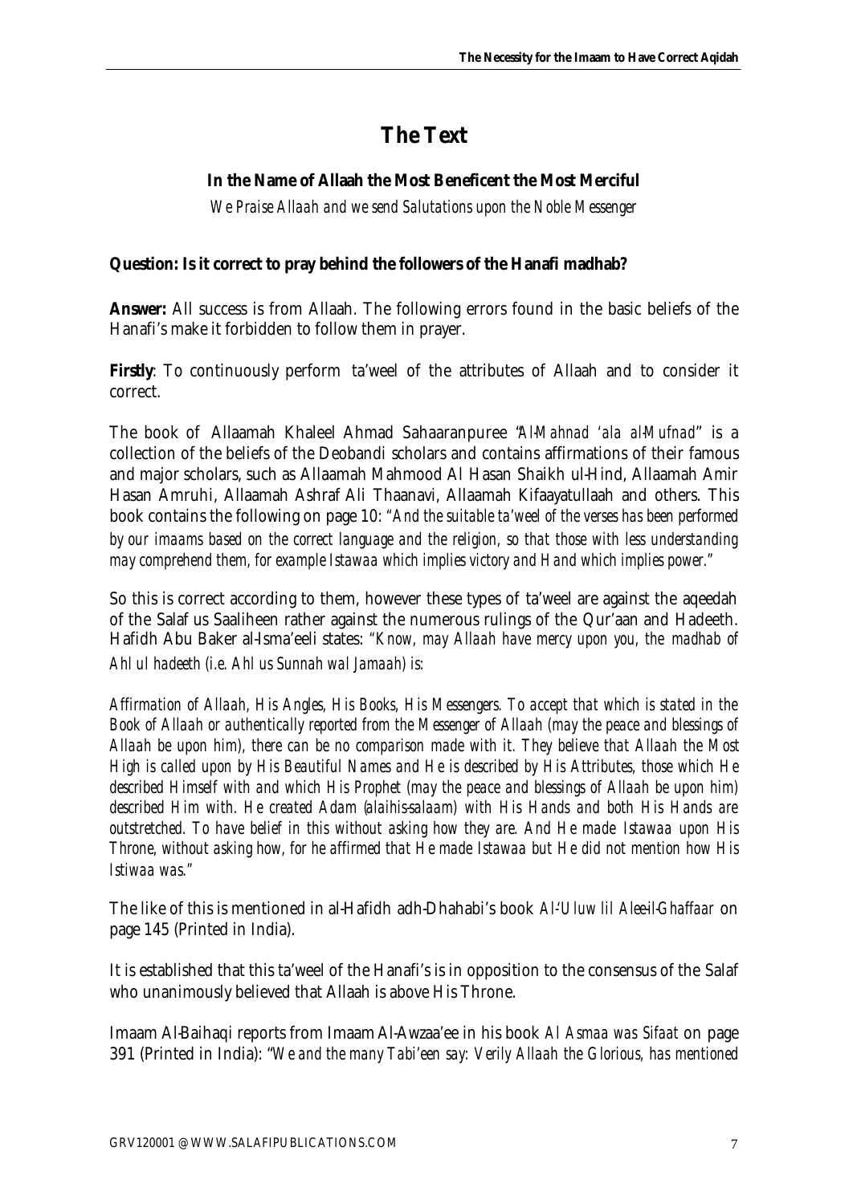# The Text

**In the Name of Allaah the Most Beneficent the Most Merciful**

*We Praise Allaah and we send Salutations upon the Noble Messenger*

**Question: Is it correct to pray behind the followers of the Hanafi madhab?**

**Answer:** All success is from Allaah. The following errors found in the basic beliefs of the Hanafi's make it forbidden to follow them in prayer.

**Firstly**: To continuously perform ta'weel of the attributes of Allaah and to consider it correct.

The book of Allaamah Khaleel Ahmad Sahaaranpuree "*Al-Mahnad 'ala al-Mufnad*" is a collection of the beliefs of the Deobandi scholars and contains affirmations of their famous and major scholars, such as Allaamah Mahmood Al Hasan Shaikh ul-Hind, Allaamah Amir Hasan Amruhi, Allaamah Ashraf Ali Thaanavi, Allaamah Kifaayatullaah and others. This book contains the following on page 10: *"And the suitable ta'weel of the verses has been performed by our imaams based on the correct language and the religion, so that those with less understanding may comprehend them, for example Istawaa which implies victory and Hand which implies power."*

So this is correct according to them, however these types of ta'weel are against the aqeedah of the Salaf us Saaliheen rather against the numerous rulings of the Qur'aan and Hadeeth. Hafidh Abu Baker al-Isma'eeli states: *"Know, may Allaah have mercy upon you, the madhab of Ahl ul hadeeth (i.e. Ahl us Sunnah wal Jamaah) is:*

*Affirmation of Allaah, His Angles, His Books, His Messengers. To accept that which is stated in the Book of Allaah or authentically reported from the Messenger of Allaah (may the peace and blessings of Allaah be upon him), there can be no comparison made with it. They believe that Allaah the Most High is called upon by His Beautiful Names and He is described by His Attributes, those which He described Himself with and which His Prophet (may the peace and blessings of Allaah be upon him) described Him with. He created Adam (alaihis-salaam) with His Hands and both His Hands are outstretched. To have belief in this without asking how they are. And He made Istawaa upon His Throne, without asking how, for he affirmed that He made Istawaa but He did not mention how His Istiwaa was."*

The like of this is mentioned in al-Hafidh adh-Dhahabi's book *Al-'Uluw lil Alee-il-Ghaffaar* on page 145 (Printed in India).

It is established that this ta'weel of the Hanafi's is in opposition to the consensus of the Salaf who unanimously believed that Allaah is above His Throne.

Imaam Al-Baihaqi reports from Imaam Al-Awzaa'ee in his book *Al Asmaa was Sifaat* on page 391 (Printed in India): *"We and the many Tabi'een say: Verily Allaah the Glorious, has mentioned*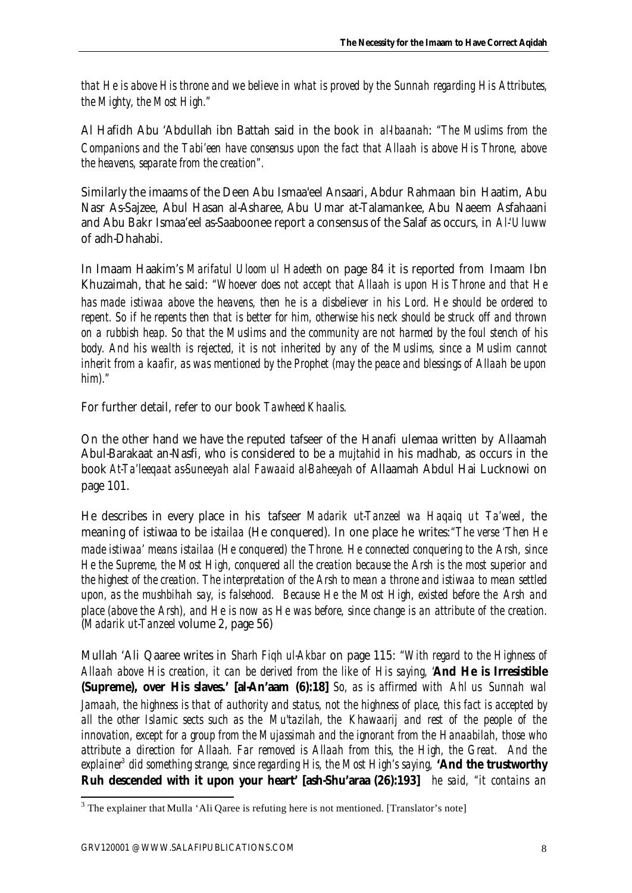*that He is above His throne and we believe in what is proved by the Sunnah regarding His Attributes, the Mighty, the Most High."*

Al Hafidh Abu 'Abdullah ibn Battah said in the book in *al-Ibaanah*: *"The Muslims from the Companions and the Tabi'een have consensus upon the fact that Allaah is above His Throne, above the heavens, separate from the creation".*

Similarly the imaams of the Deen Abu Ismaa'eel Ansaari, Abdur Rahmaan bin Haatim, Abu Nasr As-Sajzee, Abul Hasan al-Asharee, Abu Umar at-Talamankee, Abu Naeem Asfahaani and Abu Bakr Ismaa'eel as-Saaboonee report a consensus of the Salaf as occurs, in *Al-'Uluww* of adh-Dhahabi.

In Imaam Haakim's *Marifatul Uloom ul Hadeeth* on page 84 it is reported from Imaam Ibn Khuzaimah, that he said: *"Whoever does not accept that Allaah is upon His Throne and that He has made istiwaa above the heavens, then he is a disbeliever in his Lord. He should be ordered to repent. So if he repents then that is better for him, otherwise his neck should be struck off and thrown on a rubbish heap. So that the Muslims and the community are not harmed by the foul stench of his body. And his wealth is rejected, it is not inherited by any of the Muslims, since a Muslim cannot inherit from a kaafir, as was mentioned by the Prophet (may the peace and blessings of Allaah be upon him)."*

For further detail, refer to our book *Tawheed Khaalis*.

On the other hand we have the reputed tafseer of the Hanafi ulemaa written by Allaamah Abul-Barakaat an-Nasfi, who is considered to be a *mujtahid* in his madhab, as occurs in the book *At-Ta'leeqaat as-Suneeyah alal Fawaaid al-Baheeyah* of Allaamah Abdul Hai Lucknowi on page 101.

He describes in every place in his tafseer *Madarik ut-Tanzeel wa Haqaiq ut -Ta'weel*, the meaning of istiwaa to be *istailaa* (He conquered). In one place he writes:*"The verse 'Then He made istiwaa' means istailaa (He conquered) the Throne. He connected conquering to the Arsh, since He the Supreme, the Most High, conquered all the creation because the Arsh is the most superior and the highest of the creation. The interpretation of the Arsh to mean a throne and istiwaa to mean settled upon, as the mushbihah say, is falsehood. Because He the Most High, existed before the Arsh and place (above the Arsh), and He is now as He was before, since change is an attribute of the creation.* (*Madarik ut-Tanzeel* volume 2, page 56)

Mullah 'Ali Qaaree writes in *Sharh Fiqh ul-Akbar* on page 115: *"With regard to the Highness of Allaah above His creation, it can be derived from the like of His saying,* **'And He is Irresistible (Supreme), over His slaves.' [al-An'aam (6):18]** *So, as is affirmed with Ahl us Sunnah wal Jamaah, the highness is that of authority and status, not the highness of place, this fact is accepted by all the other Islamic sects such as the Mu'tazilah, the Khawaarij and rest of the people of the innovation, except for a group from the Mujassimah and the ignorant from the Hanaabilah, those who attribute a direction for Allaah. Far removed is Allaah from this, the High, the Great. And the explainer[3] did something strange, since regarding His, the Most High's saying,* **'And the trustworthy Ruh descended with it upon your heart' [ash-Shu'araa (26):193]** *he said, "it contains an*

[3] The explainer that Mulla 'Ali Qaree is refuting here is not mentioned. [Translator's note]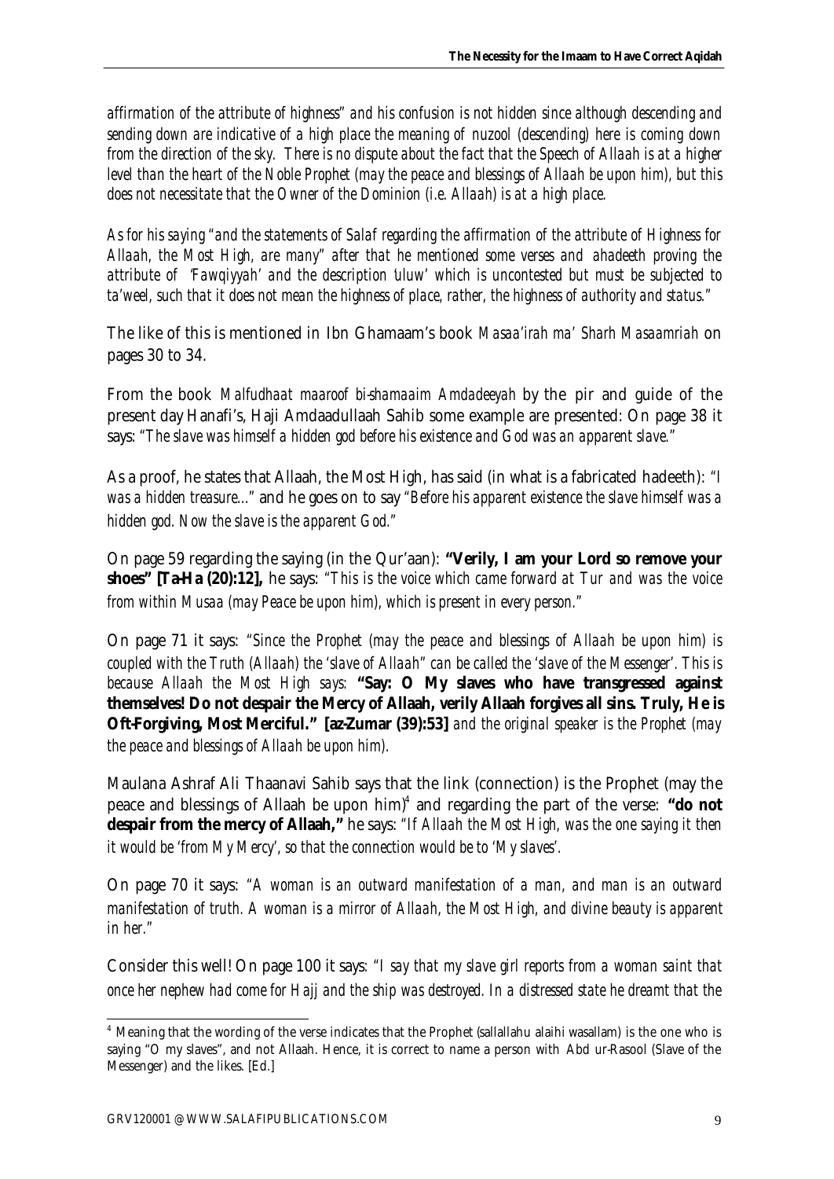*affirmation of the attribute of highness" and his confusion is not hidden since although descending and sending down are indicative of a high place the meaning of nuzool (descending) here is coming down from the direction of the sky. There is no dispute about the fact that the Speech of Allaah is at a higher level than the heart of the Noble Prophet (may the peace and blessings of Allaah be upon him), but this does not necessitate that the Owner of the Dominion (i.e. Allaah) is at a high place.*

*As for his saying "and the statements of Salaf regarding the affirmation of the attribute of Highness for Allaah, the Most High, are many" after that he mentioned some verses and ahadeeth proving the attribute of 'Fawqiyyah' and the description 'uluw' which is uncontested but must be subjected to ta'weel, such that it does not mean the highness of place, rather, the highness of authority and status."*

The like of this is mentioned in Ibn Ghamaam's book *Masaa'irah ma' Sharh Masaamriah* on pages 30 to 34.

From the book *Malfudhaat maaroof bi-shamaaim Amdadeeyah* by the pir and guide of the present day Hanafi's, Haji Amdaadullaah Sahib some example are presented: On page 38 it says: *"The slave was himself a hidden god before his existence and God was an apparent slave."*

As a proof, he states that Allaah, the Most High, has said (in what is a fabricated hadeeth): *"I was a hidden treasure..."* and he goes on to say *"Before his apparent existence the slave himself was a hidden god. Now the slave is the apparent God."*

On page 59 regarding the saying (in the Qur'aan): **"Verily, I am your Lord so remove your shoes" [Ta-Ha (20):12],** he says: *"This is the voice which came forward at Tur and was the voice from within Musaa (may Peace be upon him), which is present in every person."*

On page 71 it says: *"Since the Prophet (may the peace and blessings of Allaah be upon him) is coupled with the Truth (Allaah) the 'slave of Allaah" can be called the 'slave of the Messenger'. This is because Allaah the Most High says:* **"Say: O My slaves who have transgressed against themselves! Do not despair the Mercy of Allaah, verily Allaah forgives all sins. Truly, He is Oft-Forgiving, Most Merciful." [az-Zumar (39):53]** *and the original speaker is the Prophet (may the peace and blessings of Allaah be upon him).*

Maulana Ashraf Ali Thaanavi Sahib says that the link (connection) is the Prophet (may the peace and blessings of Allaah be upon him)[4] and regarding the part of the verse: **"do not despair from the mercy of Allaah,"** he says: *"If Allaah the Most High, was the one saying it then it would be 'from My Mercy', so that the connection would be to 'My slaves'.*

On page 70 it says: *"A woman is an outward manifestation of a man, and man is an outward manifestation of truth. A woman is a mirror of Allaah, the Most High, and divine beauty is apparent in her."*

Consider this well! On page 100 it says: *"I say that my slave girl reports from a woman saint that once her nephew had come for Hajj and the ship was destroyed. In a distressed state he dreamt that the*

---

[4] Meaning that the wording of the verse indicates that the Prophet (sallallahu alaihi wasallam) is the one who is saying "O my slaves", and not Allaah. Hence, it is correct to name a person with Abd ur-Rasool (Slave of the Messenger) and the likes. [Ed.]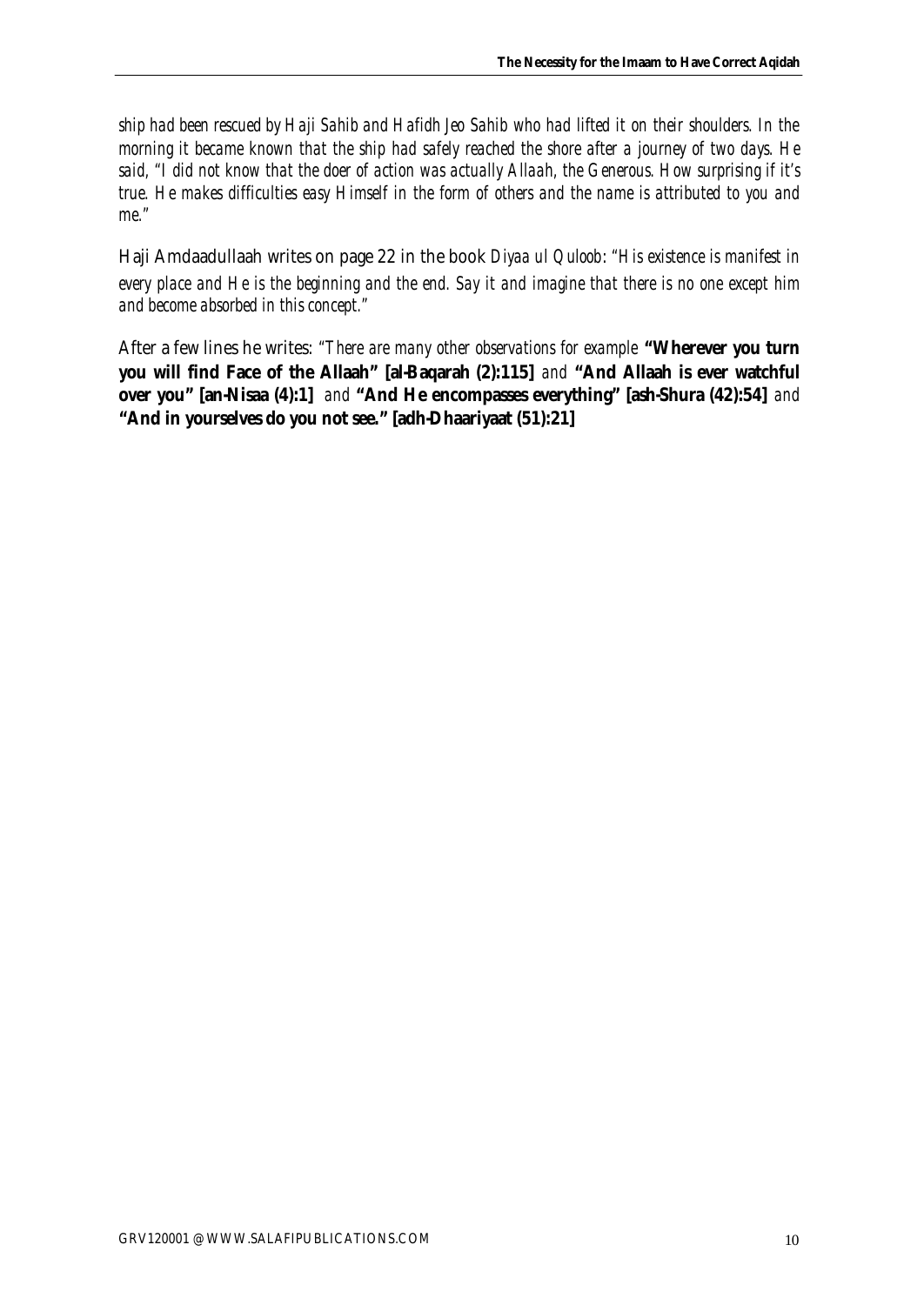*ship had been rescued by Haji Sahib and Hafidh Jeo Sahib who had lifted it on their shoulders. In the morning it became known that the ship had safely reached the shore after a journey of two days. He said, "I did not know that the doer of action was actually Allaah, the Generous. How surprising if it's true. He makes difficulties easy Himself in the form of others and the name is attributed to you and me."*

Haji Amdaadullaah writes on page 22 in the book *Diyaa ul Quloob: "His existence is manifest in every place and He is the beginning and the end. Say it and imagine that there is no one except him and become absorbed in this concept."*

After a few lines he writes: *"There are many other observations for example* **"Wherever you turn you will find Face of the Allaah" [al-Baqarah (2):115]** *and* **"And Allaah is ever watchful over you" [an-Nisaa (4):1]** *and* **"And He encompasses everything" [ash-Shura (42):54]** *and* **"And in yourselves do you not see." [adh-Dhaariyaat (51):21]**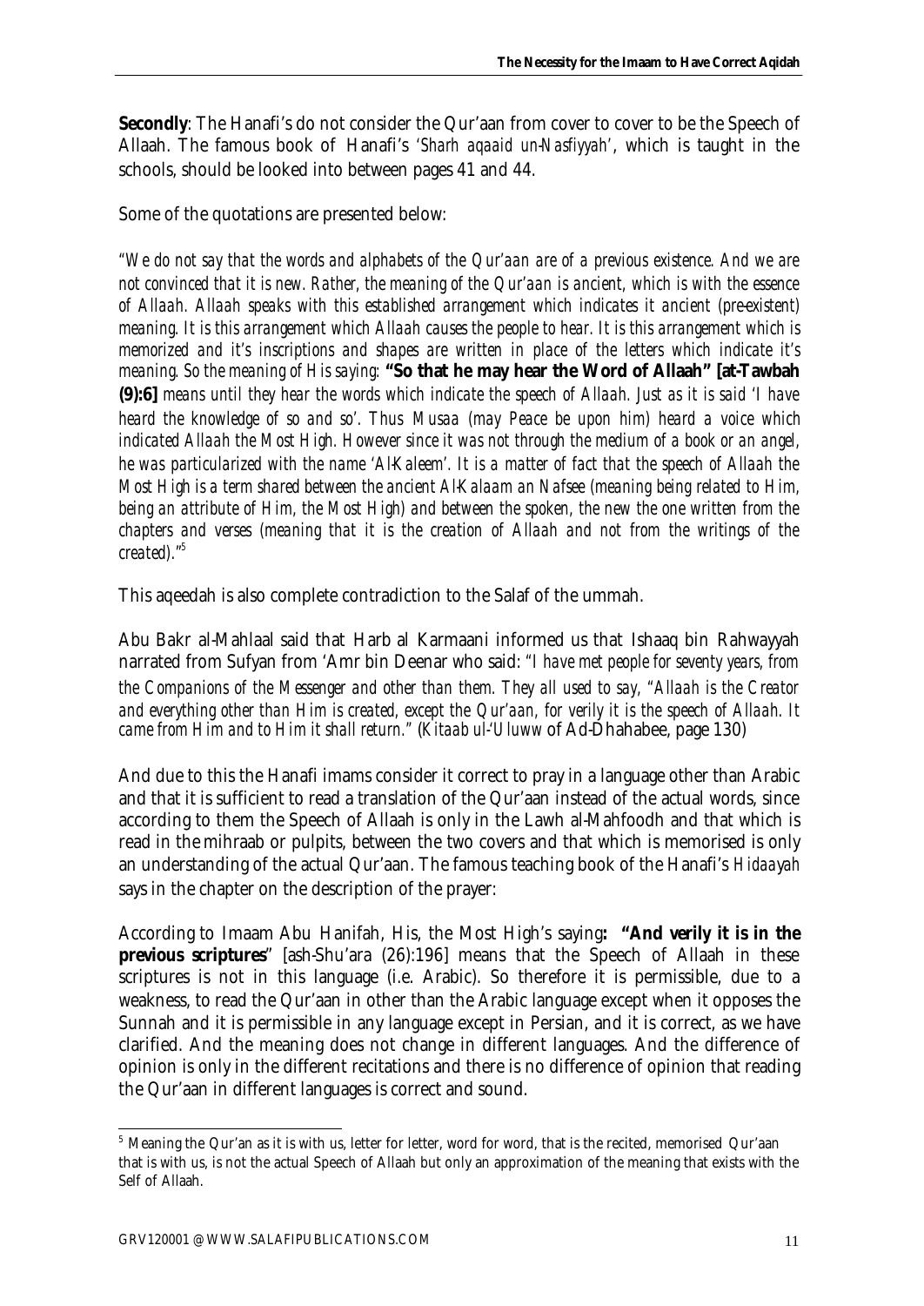**Secondly**: The Hanafi's do not consider the Qur'aan from cover to cover to be the Speech of Allaah. The famous book of Hanafi's *'Sharh aqaaid un-Nasfiyyah'*, which is taught in the schools, should be looked into between pages 41 and 44.

Some of the quotations are presented below:

*"We do not say that the words and alphabets of the Qur'aan are of a previous existence. And we are not convinced that it is new. Rather, the meaning of the Qur'aan is ancient, which is with the essence of Allaah. Allaah speaks with this established arrangement which indicates it ancient (pre-existent) meaning. It is this arrangement which Allaah causes the people to hear. It is this arrangement which is memorized and it's inscriptions and shapes are written in place of the letters which indicate it's meaning. So the meaning of His saying:* **"So that he may hear the Word of Allaah" [at-Tawbah (9):6]** *means until they hear the words which indicate the speech of Allaah. Just as it is said 'I have heard the knowledge of so and so'. Thus Musaa (may Peace be upon him) heard a voice which indicated Allaah the Most High. However since it was not through the medium of a book or an angel, he was particularized with the name 'Al-Kaleem'. It is a matter of fact that the speech of Allaah the Most High is a term shared between the ancient Al-Kalaam an Nafsee (meaning being related to Him, being an attribute of Him, the Most High) and between the spoken, the new the one written from the chapters and verses (meaning that it is the creation of Allaah and not from the writings of the created)."*[5]

This aqeedah is also complete contradiction to the Salaf of the ummah.

Abu Bakr al-Mahlaal said that Harb al Karmaani informed us that Ishaaq bin Rahwayyah narrated from Sufyan from 'Amr bin Deenar who said: *"I have met people for seventy years, from the Companions of the Messenger and other than them. They all used to say, "Allaah is the Creator and everything other than Him is created, except the Qur'aan, for verily it is the speech of Allaah. It came from Him and to Him it shall return."* (*Kitaab ul-'Uluww* of Ad-Dhahabee, page 130)

And due to this the Hanafi imams consider it correct to pray in a language other than Arabic and that it is sufficient to read a translation of the Qur'aan instead of the actual words, since according to them the Speech of Allaah is only in the Lawh al-Mahfoodh and that which is read in the mihraab or pulpits, between the two covers and that which is memorised is only an understanding of the actual Qur'aan. The famous teaching book of the Hanafi's *Hidaayah* says in the chapter on the description of the prayer:

According to Imaam Abu Hanifah, His, the Most High's saying**: "And verily it is in the previous scriptures**" [ash-Shu'ara (26):196] means that the Speech of Allaah in these scriptures is not in this language (i.e. Arabic). So therefore it is permissible, due to a weakness, to read the Qur'aan in other than the Arabic language except when it opposes the Sunnah and it is permissible in any language except in Persian, and it is correct, as we have clarified. And the meaning does not change in different languages. And the difference of opinion is only in the different recitations and there is no difference of opinion that reading the Qur'aan in different languages is correct and sound.

---

[5] Meaning the Qur'an as it is with us, letter for letter, word for word, that is the recited, memorised Qur'aan that is with us, is not the actual Speech of Allaah but only an approximation of the meaning that exists with the Self of Allaah.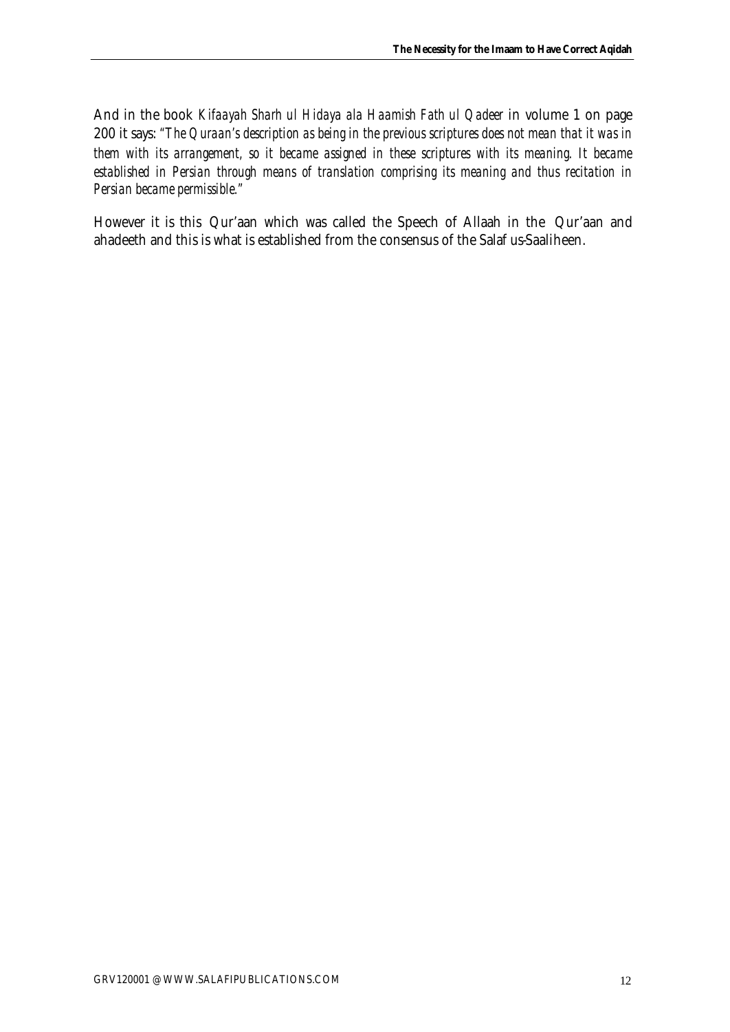And in the book *Kifaayah Sharh ul Hidaya ala Haamish Fath ul Qadeer* in volume 1 on page 200 it says: *"The Quraan's description as being in the previous scriptures does not mean that it was in them with its arrangement, so it became assigned in these scriptures with its meaning. It became established in Persian through means of translation comprising its meaning and thus recitation in Persian became permissible."*

However it is this Qur'aan which was called the Speech of Allaah in the Qur'aan and ahadeeth and this is what is established from the consensus of the Salaf us-Saaliheen.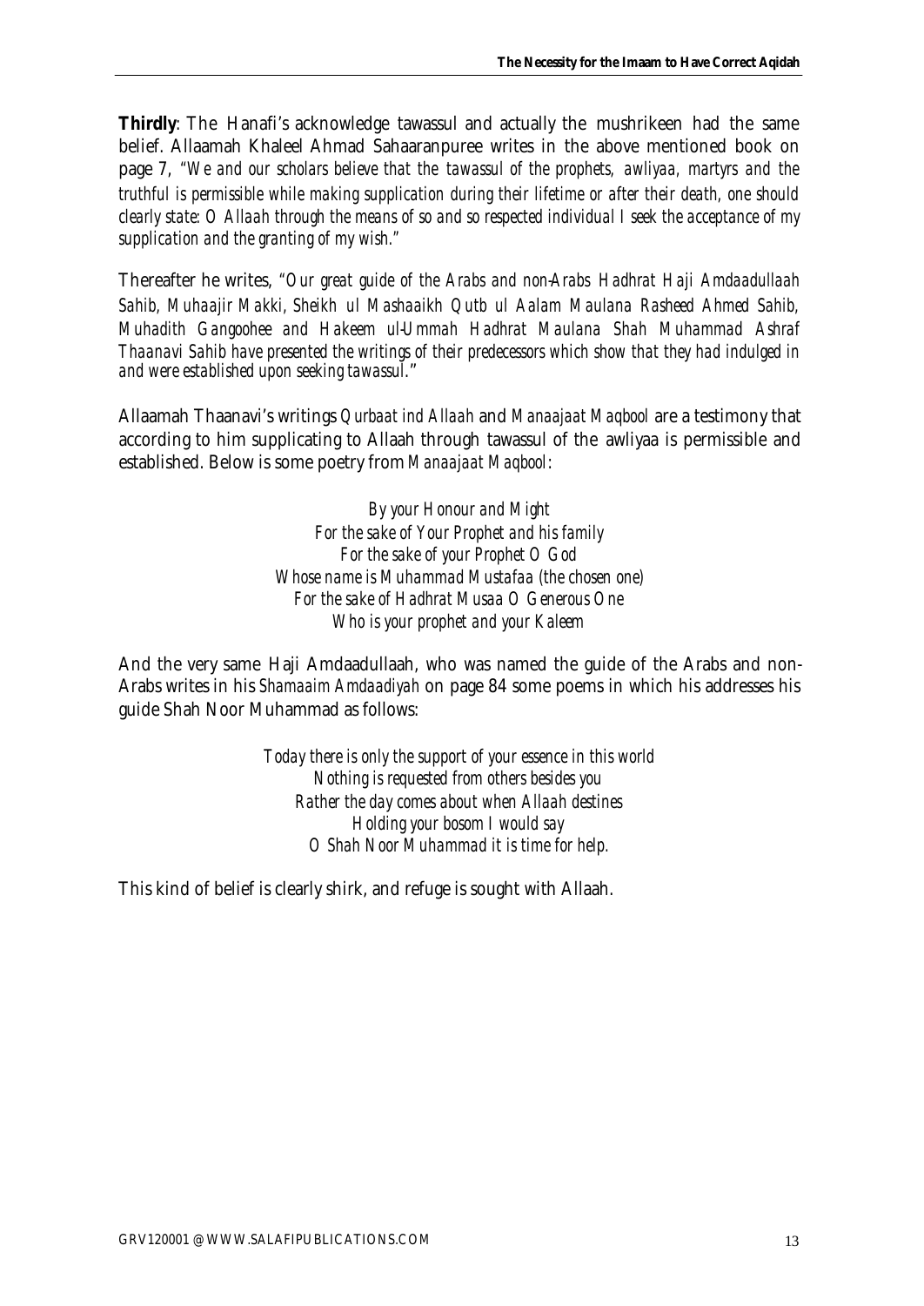**Thirdly**: The Hanafi's acknowledge tawassul and actually the mushrikeen had the same belief. Allaamah Khaleel Ahmad Sahaaranpuree writes in the above mentioned book on page 7, *"We and our scholars believe that the tawassul of the prophets, awliyaa, martyrs and the truthful is permissible while making supplication during their lifetime or after their death, one should clearly state: O Allaah through the means of so and so respected individual I seek the acceptance of my supplication and the granting of my wish."*

Thereafter he writes, *"Our great guide of the Arabs and non-Arabs Hadhrat Haji Amdaadullaah Sahib, Muhaajir Makki, Sheikh ul Mashaaikh Qutb ul Aalam Maulana Rasheed Ahmed Sahib, Muhadith Gangoohee and Hakeem ul-Ummah Hadhrat Maulana Shah Muhammad Ashraf Thaanavi Sahib have presented the writings of their predecessors which show that they had indulged in and were established upon seeking tawassul."*

Allaamah Thaanavi's writings *Qurbaat ind Allaah* and *Manaajaat Maqbool* are a testimony that according to him supplicating to Allaah through tawassul of the awliyaa is permissible and established. Below is some poetry from *Manaajaat Maqbool*:

*By your Honour and Might*
*For the sake of Your Prophet and his family*
*For the sake of your Prophet O God*
*Whose name is Muhammad Mustafaa (the chosen one)*
*For the sake of Hadhrat Musaa O Generous One*
*Who is your prophet and your Kaleem*

And the very same Haji Amdaadullaah, who was named the guide of the Arabs and non-Arabs writes in his *Shamaaim Amdaadiyah* on page 84 some poems in which his addresses his guide Shah Noor Muhammad as follows:

*Today there is only the support of your essence in this world*
*Nothing is requested from others besides you*
*Rather the day comes about when Allaah destines*
*Holding your bosom I would say*
*O Shah Noor Muhammad it is time for help.*

This kind of belief is clearly shirk, and refuge is sought with Allaah.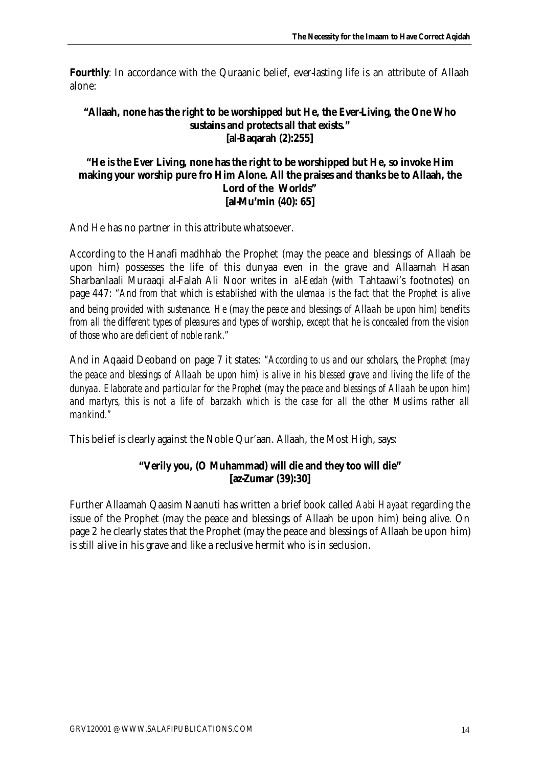**Fourthly**: In accordance with the Quraanic belief, ever-lasting life is an attribute of Allaah alone:

**"Allaah, none has the right to be worshipped but He, the Ever-Living, the One Who sustains and protects all that exists."**
**[al-Baqarah (2):255]**

**"He is the Ever Living, none has the right to be worshipped but He, so invoke Him making your worship pure fro Him Alone. All the praises and thanks be to Allaah, the Lord of the Worlds"**
**[al-Mu'min (40): 65]**

And He has no partner in this attribute whatsoever.

According to the Hanafi madhhab the Prophet (may the peace and blessings of Allaah be upon him) possesses the life of this dunyaa even in the grave and Allaamah Hasan Sharbanlaali Muraaqi al-Falah Ali Noor writes in *al-Eedah* (with Tahtaawi's footnotes) on page 447: *"And from that which is established with the ulemaa is the fact that the Prophet is alive and being provided with sustenance. He (may the peace and blessings of Allaah be upon him) benefits from all the different types of pleasures and types of worship, except that he is concealed from the vision of those who are deficient of noble rank."*

And in Aqaaid Deoband on page 7 it states: *"According to us and our scholars, the Prophet (may the peace and blessings of Allaah be upon him) is alive in his blessed grave and living the life of the dunyaa. Elaborate and particular for the Prophet (may the peace and blessings of Allaah be upon him) and martyrs, this is not a life of barzakh which is the case for all the other Muslims rather all mankind."*

This belief is clearly against the Noble Qur'aan. Allaah, the Most High, says:

**"Verily you, (O Muhammad) will die and they too will die"**
**[az-Zumar (39):30]**

Further Allaamah Qaasim Naanuti has written a brief book called *Aabi Hayaat* regarding the issue of the Prophet (may the peace and blessings of Allaah be upon him) being alive. On page 2 he clearly states that the Prophet (may the peace and blessings of Allaah be upon him) is still alive in his grave and like a reclusive hermit who is in seclusion.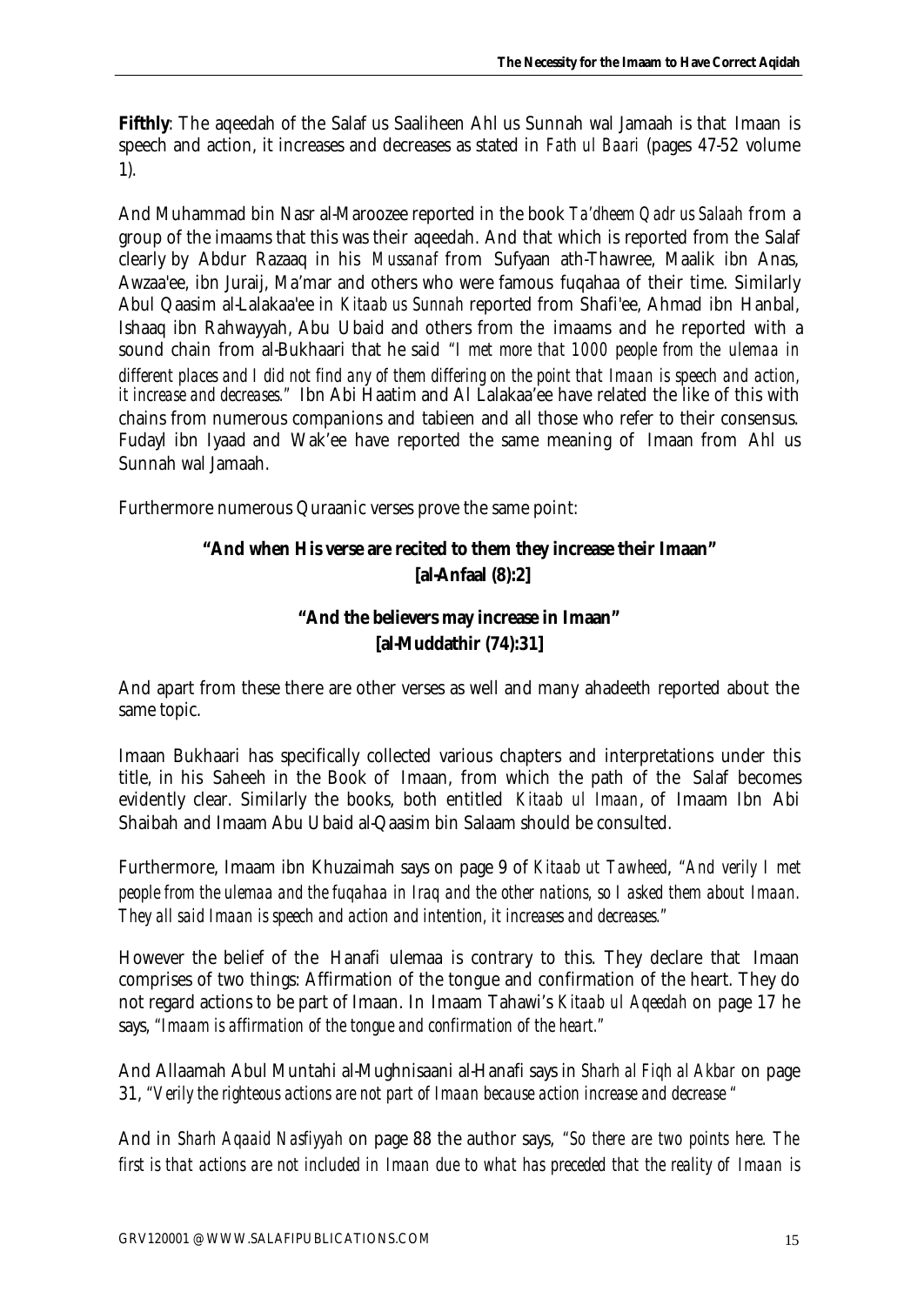**Fifthly**: The aqeedah of the Salaf us Saaliheen Ahl us Sunnah wal Jamaah is that Imaan is speech and action, it increases and decreases as stated in *Fath ul Baari* (pages 47-52 volume 1).

And Muhammad bin Nasr al-Maroozee reported in the book *Ta'dheem Qadr us Salaah* from a group of the imaams that this was their aqeedah. And that which is reported from the Salaf clearly by Abdur Razaaq in his *Mussanaf* from Sufyaan ath-Thawree, Maalik ibn Anas, Awzaa'ee, ibn Juraij, Ma'mar and others who were famous fuqahaa of their time. Similarly Abul Qaasim al-Lalakaa'ee in *Kitaab us Sunnah* reported from Shafi'ee, Ahmad ibn Hanbal, Ishaaq ibn Rahwayyah, Abu Ubaid and others from the imaams and he reported with a sound chain from al-Bukhaari that he said *"I met more that 1000 people from the ulemaa in different places and I did not find any of them differing on the point that Imaan is speech and action, it increase and decreases."* Ibn Abi Haatim and Al Lalakaa'ee have related the like of this with chains from numerous companions and tabieen and all those who refer to their consensus. Fudayl ibn Iyaad and Wak'ee have reported the same meaning of Imaan from Ahl us Sunnah wal Jamaah.

Furthermore numerous Quraanic verses prove the same point:

**"And when His verse are recited to them they increase their Imaan"**
**[al-Anfaal (8):2]**

**"And the believers may increase in Imaan"**
**[al-Muddathir (74):31]**

And apart from these there are other verses as well and many ahadeeth reported about the same topic.

Imaan Bukhaari has specifically collected various chapters and interpretations under this title, in his Saheeh in the Book of Imaan, from which the path of the Salaf becomes evidently clear. Similarly the books, both entitled *Kitaab ul Imaan*, of Imaam Ibn Abi Shaibah and Imaam Abu Ubaid al-Qaasim bin Salaam should be consulted.

Furthermore, Imaam ibn Khuzaimah says on page 9 of *Kitaab ut Tawheed*, *"And verily I met people from the ulemaa and the fuqahaa in Iraq and the other nations, so I asked them about Imaan. They all said Imaan is speech and action and intention, it increases and decreases."*

However the belief of the Hanafi ulemaa is contrary to this. They declare that Imaan comprises of two things: Affirmation of the tongue and confirmation of the heart. They do not regard actions to be part of Imaan. In Imaam Tahawi's *Kitaab ul Aqeedah* on page 17 he says, *"Imaam is affirmation of the tongue and confirmation of the heart."*

And Allaamah Abul Muntahi al-Mughnisaani al-Hanafi says in *Sharh al Fiqh al Akbar* on page 31, *"Verily the righteous actions are not part of Imaan because action increase and decrease "*

And in *Sharh Aqaaid Nasfiyyah* on page 88 the author says, *"So there are two points here. The first is that actions are not included in Imaan due to what has preceded that the reality of Imaan is*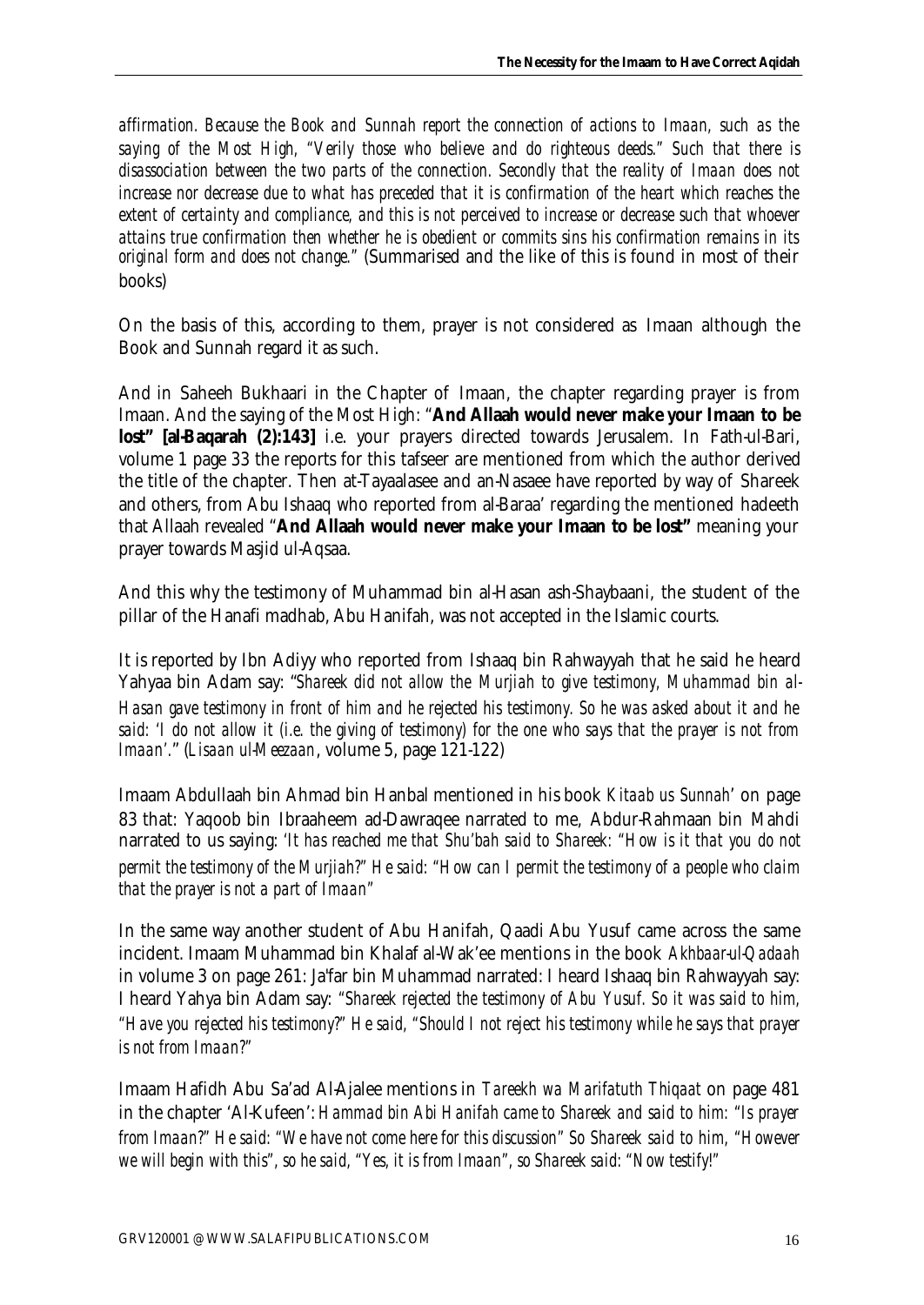*affirmation. Because the Book and Sunnah report the connection of actions to Imaan, such as the saying of the Most High, "Verily those who believe and do righteous deeds." Such that there is disassociation between the two parts of the connection. Secondly that the reality of Imaan does not increase nor decrease due to what has preceded that it is confirmation of the heart which reaches the extent of certainty and compliance, and this is not perceived to increase or decrease such that whoever attains true confirmation then whether he is obedient or commits sins his confirmation remains in its original form and does not change."* (Summarised and the like of this is found in most of their books)

On the basis of this, according to them, prayer is not considered as Imaan although the Book and Sunnah regard it as such.

And in Saheeh Bukhaari in the Chapter of Imaan, the chapter regarding prayer is from Imaan. And the saying of the Most High: "**And Allaah would never make your Imaan to be lost" [al-Baqarah (2):143]** i.e. your prayers directed towards Jerusalem. In Fath-ul-Bari, volume 1 page 33 the reports for this tafseer are mentioned from which the author derived the title of the chapter. Then at-Tayaalasee and an-Nasaee have reported by way of Shareek and others, from Abu Ishaaq who reported from al-Baraa' regarding the mentioned hadeeth that Allaah revealed "**And Allaah would never make your Imaan to be lost"** meaning your prayer towards Masjid ul-Aqsaa.

And this why the testimony of Muhammad bin al-Hasan ash-Shaybaani, the student of the pillar of the Hanafi madhab, Abu Hanifah, was not accepted in the Islamic courts.

It is reported by Ibn Adiyy who reported from Ishaaq bin Rahwayyah that he said he heard Yahyaa bin Adam say: "*Shareek did not allow the Murjiah to give testimony, Muhammad bin al-Hasan gave testimony in front of him and he rejected his testimony. So he was asked about it and he said: 'I do not allow it (i.e. the giving of testimony) for the one who says that the prayer is not from Imaan'.*" (*Lisaan ul-Meezaan*, volume 5, page 121-122)

Imaam Abdullaah bin Ahmad bin Hanbal mentioned in his book *Kitaab us Sunnah*' on page 83 that: Yaqoob bin Ibraaheem ad-Dawraqee narrated to me, Abdur-Rahmaan bin Mahdi narrated to us saying: *'It has reached me that Shu'bah said to Shareek: "How is it that you do not permit the testimony of the Murjiah?" He said: "How can I permit the testimony of a people who claim that the prayer is not a part of Imaan"*

In the same way another student of Abu Hanifah, Qaadi Abu Yusuf came across the same incident. Imaam Muhammad bin Khalaf al-Wak'ee mentions in the book *Akhbaar-ul-Qadaah* in volume 3 on page 261: Ja'far bin Muhammad narrated: I heard Ishaaq bin Rahwayyah say: I heard Yahya bin Adam say: *"Shareek rejected the testimony of Abu Yusuf. So it was said to him, "Have you rejected his testimony?" He said, "Should I not reject his testimony while he says that prayer is not from Imaan?"*

Imaam Hafidh Abu Sa'ad Al-Ajalee mentions in *Tareekh wa Marifatuth Thiqaat* on page 481 in the chapter 'Al-Kufeen': *Hammad bin Abi Hanifah came to Shareek and said to him: "Is prayer from Imaan?" He said: "We have not come here for this discussion" So Shareek said to him, "However we will begin with this", so he said, "Yes, it is from Imaan", so Shareek said: "Now testify!"*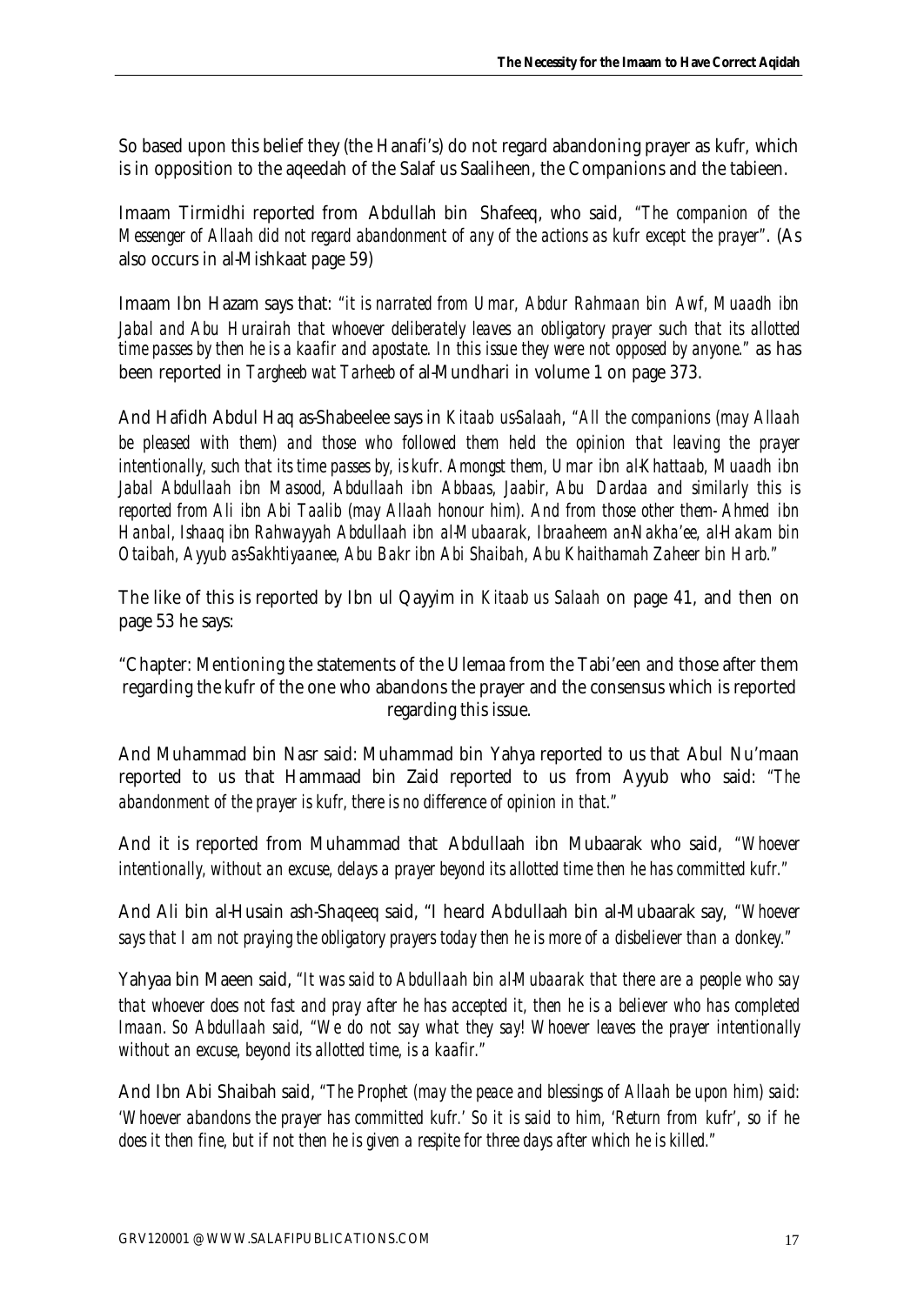So based upon this belief they (the Hanafi's) do not regard abandoning prayer as kufr, which is in opposition to the aqeedah of the Salaf us Saaliheen, the Companions and the tabieen.

Imaam Tirmidhi reported from Abdullah bin Shafeeq, who said, *"The companion of the Messenger of Allaah did not regard abandonment of any of the actions as kufr except the prayer"*. (As also occurs in al-Mishkaat page 59)

Imaam Ibn Hazam says that: *"it is narrated from Umar, Abdur Rahmaan bin Awf, Muaadh ibn Jabal and Abu Hurairah that whoever deliberately leaves an obligatory prayer such that its allotted time passes by then he is a kaafir and apostate. In this issue they were not opposed by anyone."* as has been reported in *Targheeb wat Tarheeb* of al-Mundhari in volume 1 on page 373.

And Hafidh Abdul Haq as-Shabeelee says in *Kitaab us-Salaah*, *"All the companions (may Allaah be pleased with them) and those who followed them held the opinion that leaving the prayer intentionally, such that its time passes by, is kufr. Amongst them, Umar ibn al-Khattaab, Muaadh ibn Jabal Abdullaah ibn Masood, Abdullaah ibn Abbaas, Jaabir, Abu Dardaa and similarly this is reported from Ali ibn Abi Taalib (may Allaah honour him). And from those other them- Ahmed ibn Hanbal, Ishaaq ibn Rahwayyah Abdullaah ibn al-Mubaarak, Ibraaheem an-Nakha'ee, al-Hakam bin Otaibah, Ayyub as-Sakhtiyaanee, Abu Bakr ibn Abi Shaibah, Abu Khaithamah Zaheer bin Harb."*

The like of this is reported by Ibn ul Qayyim in *Kitaab us Salaah* on page 41, and then on page 53 he says:

"Chapter: Mentioning the statements of the Ulemaa from the Tabi'een and those after them regarding the kufr of the one who abandons the prayer and the consensus which is reported regarding this issue.

And Muhammad bin Nasr said: Muhammad bin Yahya reported to us that Abul Nu'maan reported to us that Hammaad bin Zaid reported to us from Ayyub who said: *"The abandonment of the prayer is kufr, there is no difference of opinion in that."*

And it is reported from Muhammad that Abdullaah ibn Mubaarak who said, *"Whoever intentionally, without an excuse, delays a prayer beyond its allotted time then he has committed kufr."*

And Ali bin al-Husain ash-Shaqeeq said, "I heard Abdullaah bin al-Mubaarak say, *"Whoever says that I am not praying the obligatory prayers today then he is more of a disbeliever than a donkey."*

Yahyaa bin Maeen said, *"It was said to Abdullaah bin al-Mubaarak that there are a people who say that whoever does not fast and pray after he has accepted it, then he is a believer who has completed Imaan. So Abdullaah said, "We do not say what they say! Whoever leaves the prayer intentionally without an excuse, beyond its allotted time, is a kaafir."*

And Ibn Abi Shaibah said, *"The Prophet (may the peace and blessings of Allaah be upon him) said: 'Whoever abandons the prayer has committed kufr.' So it is said to him, 'Return from kufr', so if he does it then fine, but if not then he is given a respite for three days after which he is killed."*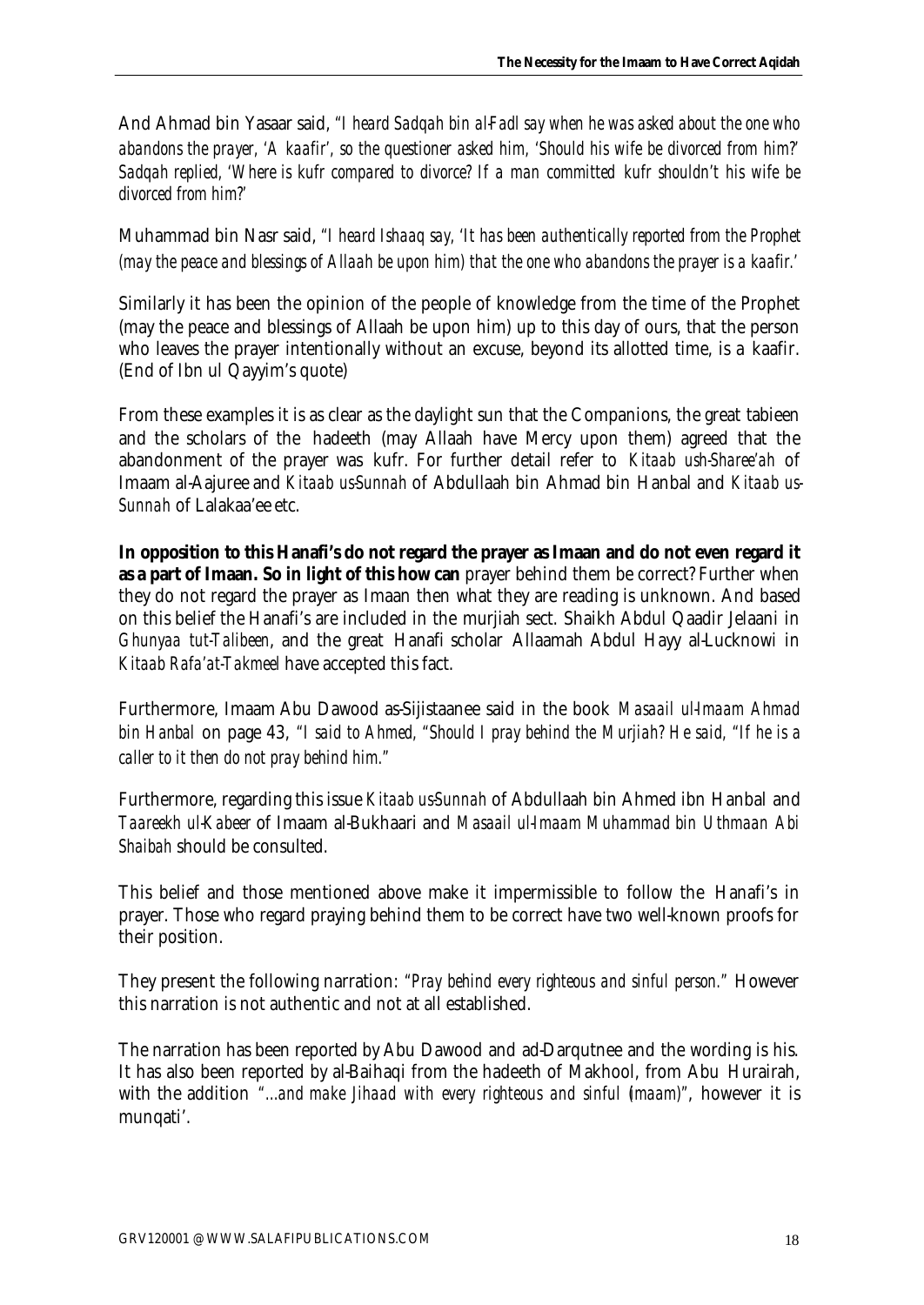And Ahmad bin Yasaar said, *"I heard Sadqah bin al-Fadl say when he was asked about the one who abandons the prayer, 'A kaafir', so the questioner asked him, 'Should his wife be divorced from him?' Sadqah replied, 'Where is kufr compared to divorce? If a man committed kufr shouldn't his wife be divorced from him?'*

Muhammad bin Nasr said, *"I heard Ishaaq say, 'It has been authentically reported from the Prophet (may the peace and blessings of Allaah be upon him) that the one who abandons the prayer is a kaafir.'*

Similarly it has been the opinion of the people of knowledge from the time of the Prophet (may the peace and blessings of Allaah be upon him) up to this day of ours, that the person who leaves the prayer intentionally without an excuse, beyond its allotted time, is a kaafir. (End of Ibn ul Qayyim's quote)

From these examples it is as clear as the daylight sun that the Companions, the great tabieen and the scholars of the hadeeth (may Allaah have Mercy upon them) agreed that the abandonment of the prayer was kufr. For further detail refer to *Kitaab ush-Sharee'ah* of Imaam al-Ajuree and *Kitaab us-Sunnah* of Abdullaah bin Ahmad bin Hanbal and *Kitaab us-Sunnah* of Lalakaa'ee etc.

**In opposition to this Hanafi's do not regard the prayer as Imaan and do not even regard it as a part of Imaan. So in light of this how can** prayer behind them be correct? Further when they do not regard the prayer as Imaan then what they are reading is unknown. And based on this belief the Hanafi's are included in the murjiah sect. Shaikh Abdul Qaadir Jelaani in *Ghunyaa tut-Talibeen*, and the great Hanafi scholar Allaamah Abdul Hayy al-Lucknowi in *Kitaab Rafa'at-Takmeel* have accepted this fact.

Furthermore, Imaam Abu Dawood as-Sijistaanee said in the book *Masaail ul-Imaam Ahmad bin Hanbal* on page 43, *"I said to Ahmed, "Should I pray behind the Murjiah? He said, "If he is a caller to it then do not pray behind him."*

Furthermore, regarding this issue *Kitaab us-Sunnah* of Abdullaah bin Ahmed ibn Hanbal and *Taareekh ul-Kabeer* of Imaam al-Bukhaari and *Masaail ul-Imaam Muhammad bin Uthmaan Abi Shaibah* should be consulted.

This belief and those mentioned above make it impermissible to follow the Hanafi's in prayer. Those who regard praying behind them to be correct have two well-known proofs for their position.

They present the following narration: *"Pray behind every righteous and sinful person."* However this narration is not authentic and not at all established.

The narration has been reported by Abu Dawood and ad-Darqutnee and the wording is his. It has also been reported by al-Baihaqi from the hadeeth of Makhool, from Abu Hurairah, with the addition *"...and make Jihaad with every righteous and sinful (imaam)"*, however it is munqati'.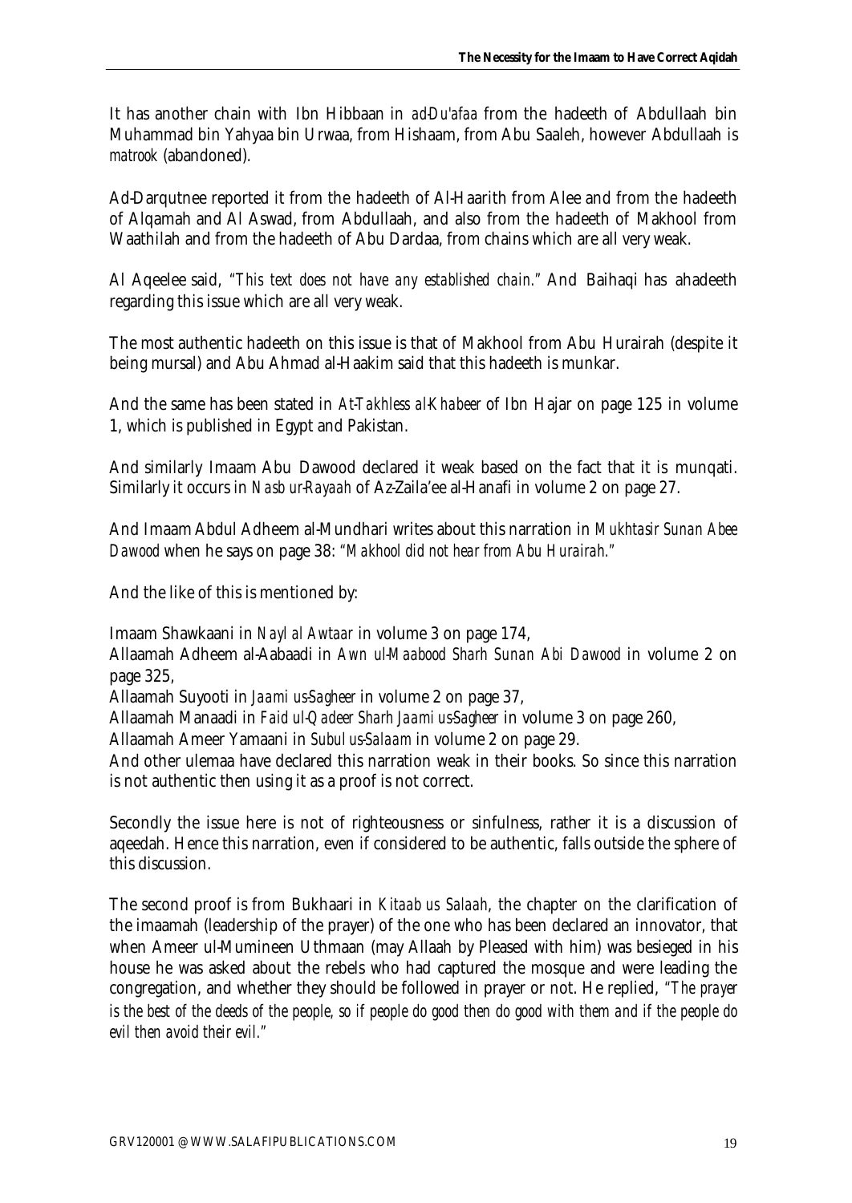It has another chain with Ibn Hibbaan in *ad-Du'afaa* from the hadeeth of Abdullaah bin Muhammad bin Yahyaa bin Urwaa, from Hishaam, from Abu Saaleh, however Abdullaah is *matrook* (abandoned).

Ad-Darqutnee reported it from the hadeeth of Al-Haarith from Alee and from the hadeeth of Alqamah and Al Aswad, from Abdullaah, and also from the hadeeth of Makhool from Waathilah and from the hadeeth of Abu Dardaa, from chains which are all very weak.

Al Aqeelee said, *"This text does not have any established chain."* And Baihaqi has ahadeeth regarding this issue which are all very weak.

The most authentic hadeeth on this issue is that of Makhool from Abu Hurairah (despite it being mursal) and Abu Ahmad al-Haakim said that this hadeeth is munkar.

And the same has been stated in *At-Takhless al-Khabeer* of Ibn Hajar on page 125 in volume 1, which is published in Egypt and Pakistan.

And similarly Imaam Abu Dawood declared it weak based on the fact that it is munqati. Similarly it occurs in *Nasb ur-Rayaah* of Az-Zaila'ee al-Hanafi in volume 2 on page 27.

And Imaam Abdul Adheem al-Mundhari writes about this narration in *Mukhtasir Sunan Abee Dawood* when he says on page 38: *"Makhool did not hear from Abu Hurairah."*

And the like of this is mentioned by:

Imaam Shawkaani in *Nayl al Awtaar* in volume 3 on page 174,
Allaamah Adheem al-Aabaadi in *Awn ul-Maabood Sharh Sunan Abi Dawood* in volume 2 on page 325,
Allaamah Suyooti in *Jaami us-Sagheer* in volume 2 on page 37,
Allaamah Manaadi in *Faid ul-Qadeer Sharh Jaami us-Sagheer* in volume 3 on page 260,
Allaamah Ameer Yamaani in *Subul us-Salaam* in volume 2 on page 29.
And other ulemaa have declared this narration weak in their books. So since this narration is not authentic then using it as a proof is not correct.

Secondly the issue here is not of righteousness or sinfulness, rather it is a discussion of aqeedah. Hence this narration, even if considered to be authentic, falls outside the sphere of this discussion.

The second proof is from Bukhaari in *Kitaab us Salaah*, the chapter on the clarification of the imaamah (leadership of the prayer) of the one who has been declared an innovator, that when Ameer ul-Mumineen Uthmaan (may Allaah by Pleased with him) was besieged in his house he was asked about the rebels who had captured the mosque and were leading the congregation, and whether they should be followed in prayer or not. He replied, *"The prayer is the best of the deeds of the people, so if people do good then do good with them and if the people do evil then avoid their evil."*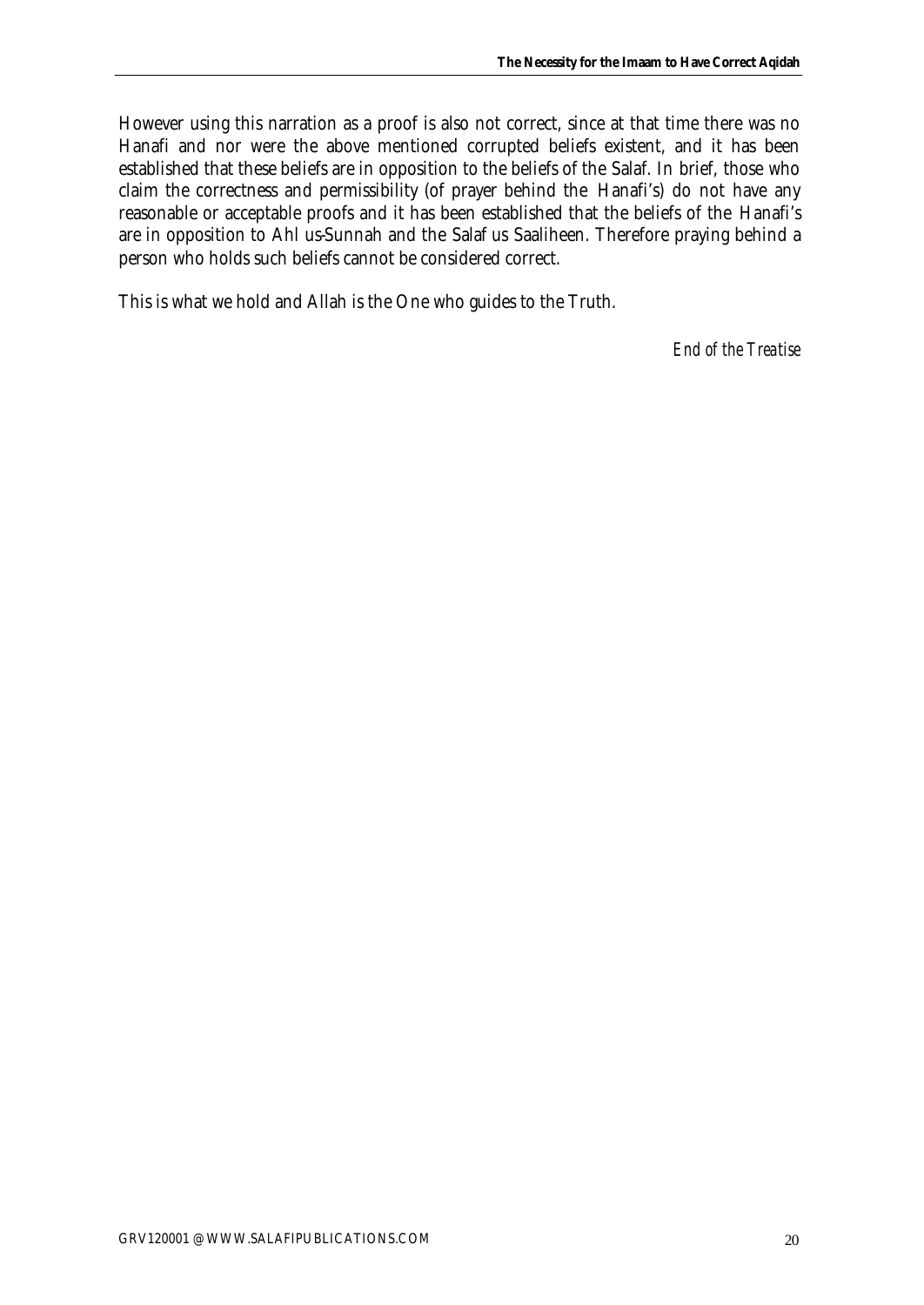However using this narration as a proof is also not correct, since at that time there was no Hanafi and nor were the above mentioned corrupted beliefs existent, and it has been established that these beliefs are in opposition to the beliefs of the Salaf. In brief, those who claim the correctness and permissibility (of prayer behind the Hanafi's) do not have any reasonable or acceptable proofs and it has been established that the beliefs of the Hanafi's are in opposition to Ahl us-Sunnah and the Salaf us Saaliheen. Therefore praying behind a person who holds such beliefs cannot be considered correct.

This is what we hold and Allah is the One who guides to the Truth.

*End of the Treatise*